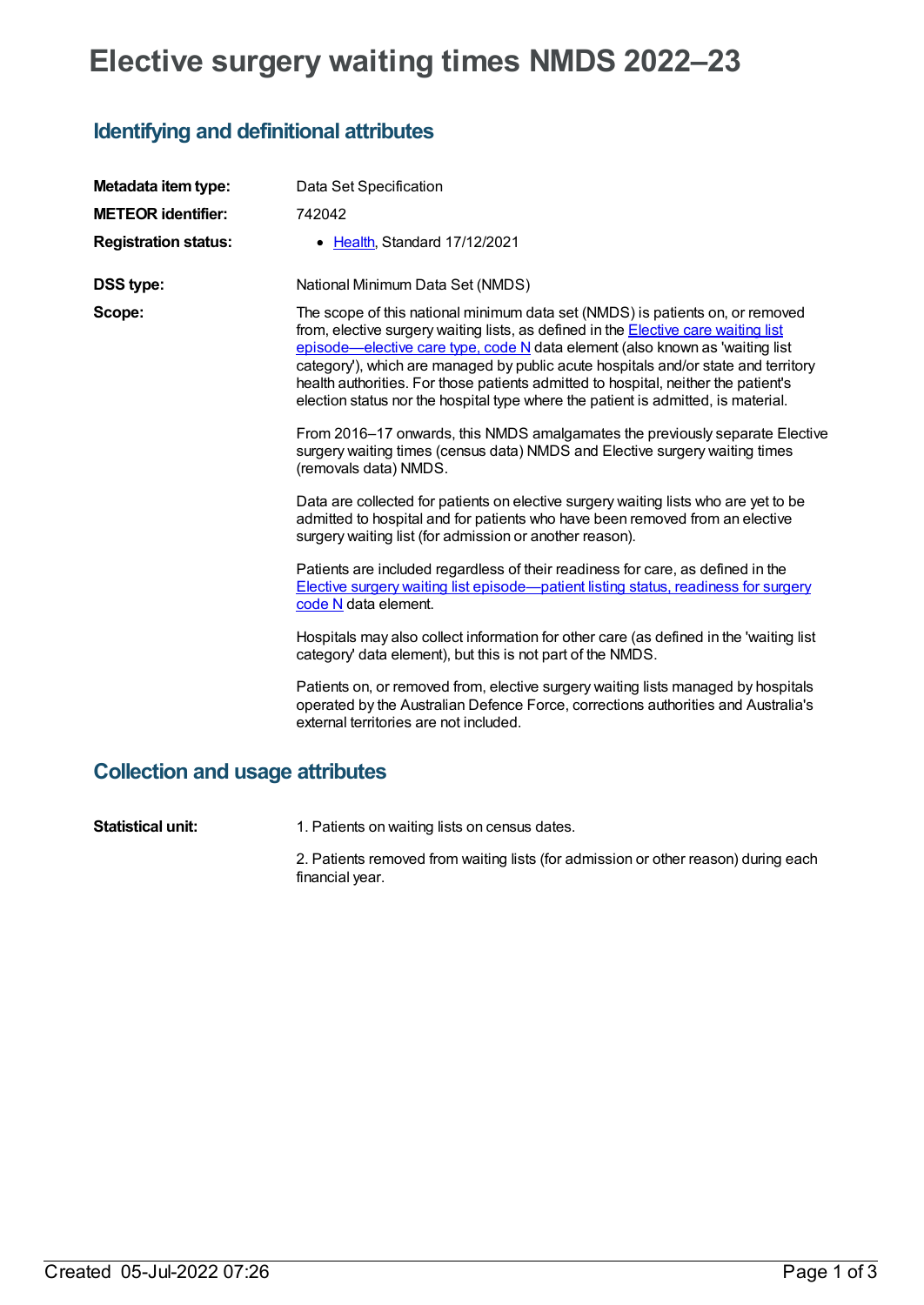# Elective surgery waiting times NMDS 2022–23

## Identifying and definitional attributes

**Metadata item type:** Data Set Specification

**METEOR identifier:** 742042

**Registration status:**

- Health, Standard 17/12/2021

**DSS type:** National Minimum Data Set (NMDS)

**Scope:** The scope of this national minimum data set (NMDS) is patients on, or removed from, elective surgery waiting lists, as defined in the Elective care waiting list episode—elective care type, code N data element (also known as 'waiting list category'), which are managed by public acute hospitals and/or state and territory health authorities. For those patients admitted to hospital, neither the patient's election status nor the hospital type where the patient is admitted, is material.

From 2016–17 onwards, this NMDS amalgamates the previously separate Elective surgery waiting times (census data) NMDS and Elective surgery waiting times (removals data) NMDS.

Data are collected for patients on elective surgery waiting lists who are yet to be admitted to hospital and for patients who have been removed from an elective surgery waiting list (for admission or another reason).

Patients are included regardless of their readiness for care, as defined in the Elective surgery waiting list episode—patient listing status, readiness for surgery code N data element.

Hospitals may also collect information for other care (as defined in the 'waiting list category' data element), but this is not part of the NMDS.

Patients on, or removed from, elective surgery waiting lists managed by hospitals operated by the Australian Defence Force, corrections authorities and Australia's external territories are not included.

## Collection and usage attributes

**Statistical unit:** 1. Patients on waiting lists on census dates.

2. Patients removed from waiting lists (for admission or other reason) during each financial year.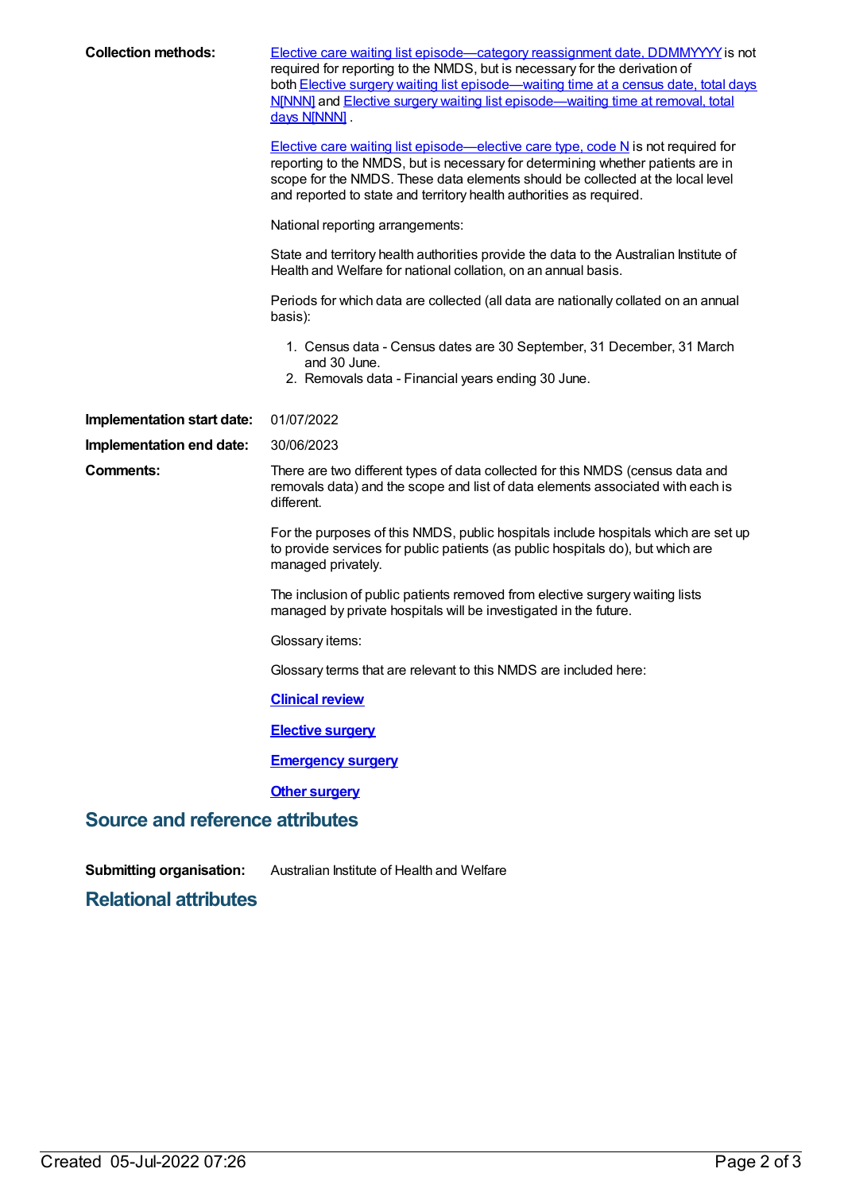**Collection methods:** Elective care waiting list episode—category reassignment date, DDMMYYYY is not required for reporting to the NMDS, but is necessary for the derivation of both Elective surgery waiting list episode—waiting time at a census date, total days N[NNN] and Elective surgery waiting list episode—waiting time at removal, total days N[NNN] .

Elective care waiting list episode—elective care type, code N is not required for reporting to the NMDS, but is necessary for determining whether patients are in scope for the NMDS. These data elements should be collected at the local level and reported to state and territory health authorities as required.

National reporting arrangements:

State and territory health authorities provide the data to the Australian Institute of Health and Welfare for national collation, on an annual basis.

Periods for which data are collected (all data are nationally collated on an annual basis):

1. Census data - Census dates are 30 September, 31 December, 31 March and 30 June.
2. Removals data - Financial years ending 30 June.

**Implementation start date:** 01/07/2022

**Implementation end date:** 30/06/2023

**Comments:** There are two different types of data collected for this NMDS (census data and removals data) and the scope and list of data elements associated with each is different.

For the purposes of this NMDS, public hospitals include hospitals which are set up to provide services for public patients (as public hospitals do), but which are managed privately.

The inclusion of public patients removed from elective surgery waiting lists managed by private hospitals will be investigated in the future.

Glossary items:

Glossary terms that are relevant to this NMDS are included here:

**Clinical review**

**Elective surgery**

**Emergency surgery**

**Other surgery**

## Source and reference attributes

**Submitting organisation:** Australian Institute of Health and Welfare

## Relational attributes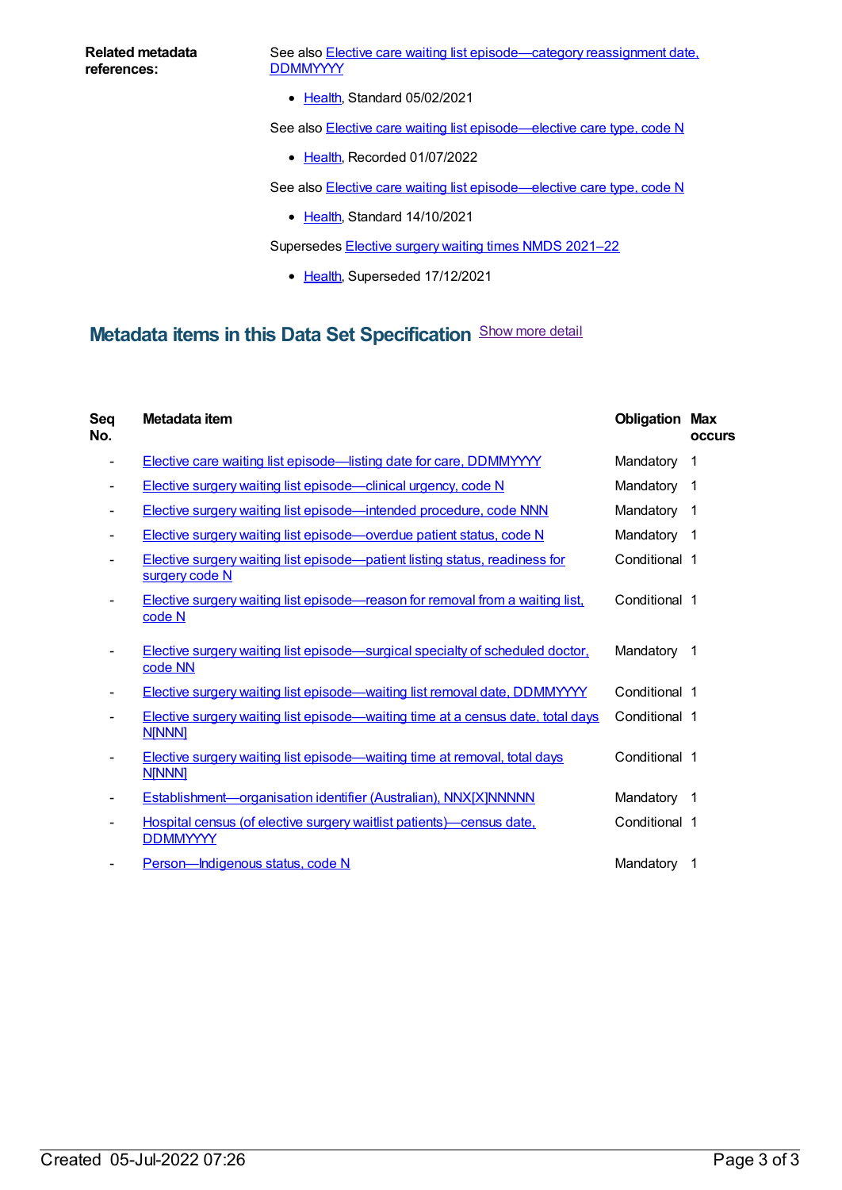**Related metadata references:**

See also Elective care waiting list episode—category reassignment date, DDMMYYYY

- Health, Standard 05/02/2021

See also Elective care waiting list episode—elective care type, code N

- Health, Recorded 01/07/2022

See also Elective care waiting list episode—elective care type, code N

- Health, Standard 14/10/2021

Supersedes Elective surgery waiting times NMDS 2021–22

- Health, Superseded 17/12/2021

## Metadata items in this Data Set Specification

Show more detail

| Seq No. | Metadata item | Obligation | Max occurs |
|---|---|---|---|
| - | Elective care waiting list episode—listing date for care, DDMMYYYY | Mandatory | 1 |
| - | Elective surgery waiting list episode—clinical urgency, code N | Mandatory | 1 |
| - | Elective surgery waiting list episode—intended procedure, code NNN | Mandatory | 1 |
| - | Elective surgery waiting list episode—overdue patient status, code N | Mandatory | 1 |
| - | Elective surgery waiting list episode—patient listing status, readiness for surgery code N | Conditional | 1 |
| - | Elective surgery waiting list episode—reason for removal from a waiting list, code N | Conditional | 1 |
| - | Elective surgery waiting list episode—surgical specialty of scheduled doctor, code NN | Mandatory | 1 |
| - | Elective surgery waiting list episode—waiting list removal date, DDMMYYYY | Conditional | 1 |
| - | Elective surgery waiting list episode—waiting time at a census date, total days N[NNN] | Conditional | 1 |
| - | Elective surgery waiting list episode—waiting time at removal, total days N[NNN] | Conditional | 1 |
| - | Establishment—organisation identifier (Australian), NNX[X]NNNNN | Mandatory | 1 |
| - | Hospital census (of elective surgery waitlist patients)—census date, DDMMYYYY | Conditional | 1 |
| - | Person—Indigenous status, code N | Mandatory | 1 |

Created 05-Jul-2022 07:26